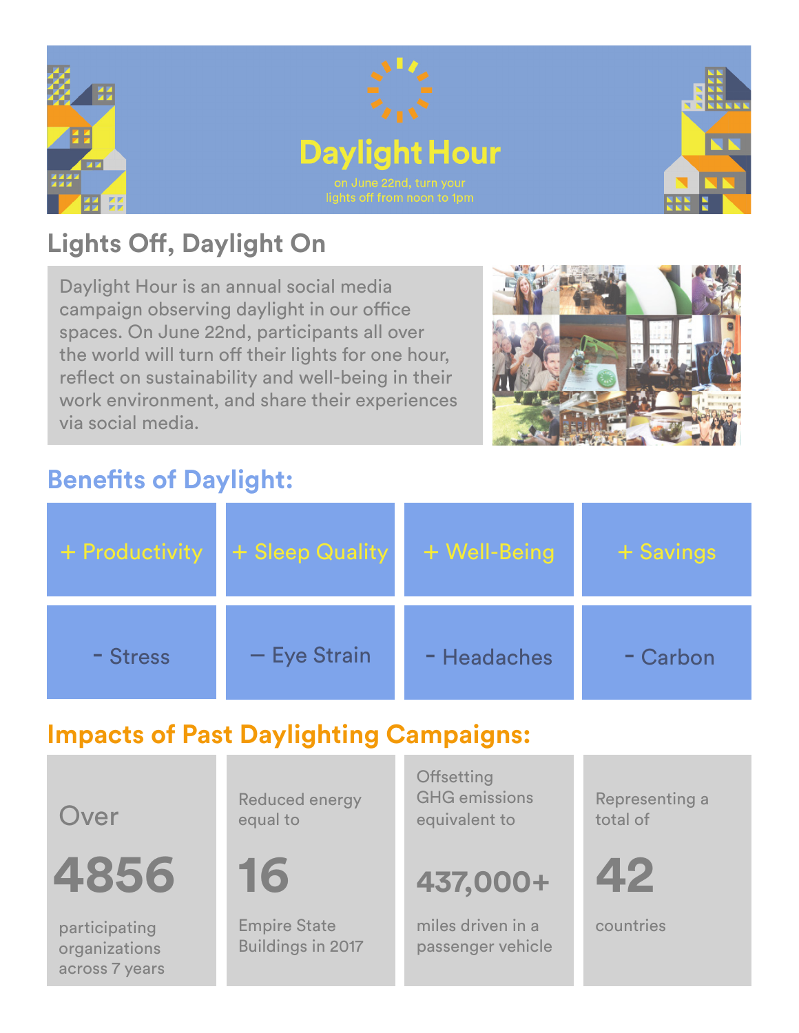# Daylight Hour

on June 22nd, turn your lights off from noon to 1pm

## Lights Off, Daylight On

Daylight Hour is an annual social media campaign observing daylight in our office spaces. On June 22nd, participants all over the world will turn off their lights for one hour, reflect on sustainability and well-being in their work environment, and share their experiences via social media.

## Benefits of Daylight:

| + Productivity | + Sleep Quality | + Well-Being | + Savings |
|---|---|---|---|
| - Stress | – Eye Strain | - Headaches | - Carbon |

## Impacts of Past Daylighting Campaigns:

Over **4856** participating organizations across 7 years

Reduced energy equal to **16** Empire State Buildings in 2017

Offsetting GHG emissions equivalent to **437,000+** miles driven in a passenger vehicle

Representing a total of **42** countries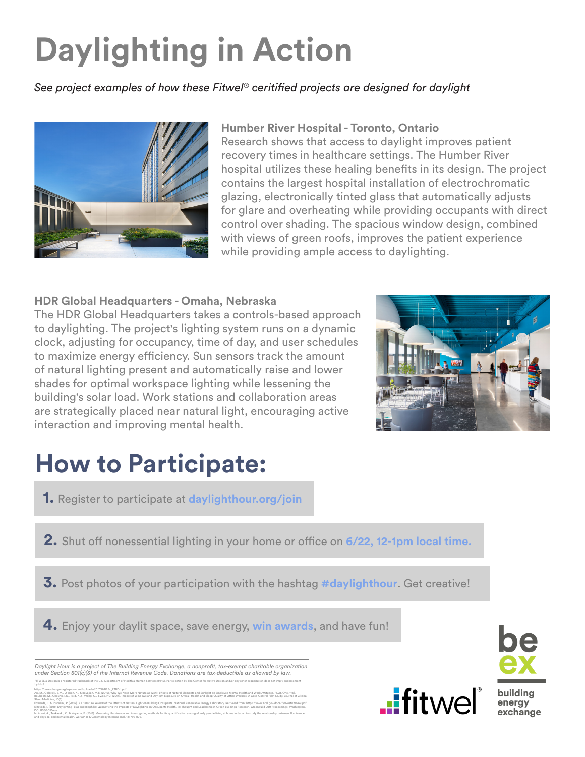# Daylighting in Action

*See project examples of how these Fitwel® ceritified projects are designed for daylight*

**Humber River Hospital - Toronto, Ontario**

Research shows that access to daylight improves patient recovery times in healthcare settings. The Humber River hospital utilizes these healing benefits in its design. The project contains the largest hospital installation of electrochromatic glazing, electronically tinted glass that automatically adjusts for glare and overheating while providing occupants with direct control over shading. The spacious window design, combined with views of green roofs, improves the patient experience while providing ample access to daylighting.

**HDR Global Headquarters - Omaha, Nebraska**

The HDR Global Headquarters takes a controls-based approach to daylighting. The project's lighting system runs on a dynamic clock, adjusting for occupancy, time of day, and user schedules to maximize energy efficiency. Sun sensors track the amount of natural lighting present and automatically raise and lower shades for optimal workspace lighting while lessening the building's solar load. Work stations and collaboration areas are strategically placed near natural light, encouraging active interaction and improving mental health.

# How to Participate:

1. Register to participate at **daylighthour.org/join**
2. Shut off nonessential lighting in your home or office on **6/22, 12-1pm local time.**
3. Post photos of your participation with the hashtag **#daylighthour**. Get creative!
4. Enjoy your daylit space, save energy, **win awards**, and have fun!

*Daylight Hour is a project of The Building Energy Exchange, a nonprofit, tax-exempt charitable organization under Section 501(c)(3) of the Internal Revenue Code. Donations are tax-deductible as allowed by law.*

FITWEL & Design is a registered trademark of the U.S. Department of Health & Human Services (HHS). Participation by The Center for Active Design and/or any other organization does not imply endorsement by HHS.

https://be-exchange.org/wp-content/uploads/2017/11/BEEx_LTBD-1.pdf

An, M., Colarelli, S.M., O'Brien, K., & Boyajian, M.E. (2016). Why We Need More Nature at Work: Effects of Natural Elements and Sunlight on Employee Mental Health and Work Attitudes. PLOS One, 11(5).

Boubekri, M., Cheung, I.N., Reid, K.J., Wang, C., & Zee, P.C. (2014). Impact of Windows and Daylight Exposure on Overall Health and Sleep Quality of Office Workers: A Case-Control Pilot Study. Journal of Clinical Sleep Medicine, 10(6).

Edwards, L. & Torcellini, P. (2002). A Literature Review of the Effects of Natural Light on Building Occupants. National Renewable Energy Laboratory. Retrieved from: https://www.nrel.gov/docs/fy02osti/30769.pdf

Elzeyadi, I. (2011). Daylighting- Bias and Biophilia: Quantifying the Impacts of Daylighting on Occupants Health. In: Thought and Leadership in Green Buildings Research. Greenbuild 2011 Proceedings. Washington, DC: USGBC Press.

Ichimori, A., Tsukasaki, K., & Koyama, E. (2013). Measuring illuminance and investigating methods for its quantification among elderly people living at home in Japan to study the relationship between illuminance and physical and mental health. Geriatrics & Gerontology International, 13: 798-806.

fitwel®

be ex building energy exchange